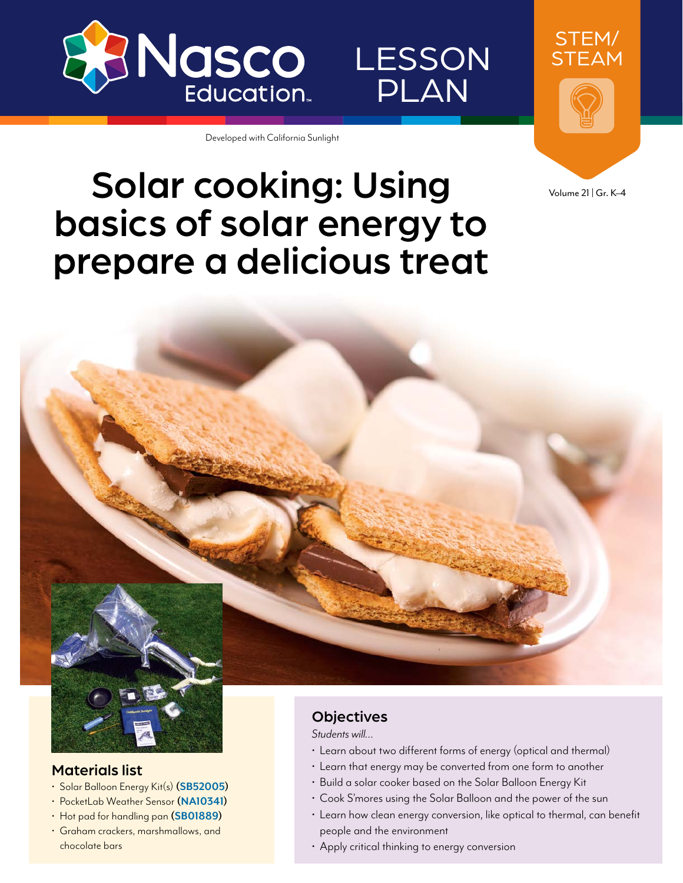Nasco Education

LESSON PLAN

STEM/STEAM

Developed with California Sunlight

Volume 21 | Gr. K–4

# Solar cooking: Using basics of solar energy to prepare a delicious treat

## Materials list

- Solar Balloon Energy Kit(s) (**SB52005**)
- PocketLab Weather Sensor (**NA10341**)
- Hot pad for handling pan (**SB01889**)
- Graham crackers, marshmallows, and chocolate bars

## Objectives

*Students will...*

- Learn about two different forms of energy (optical and thermal)
- Learn that energy may be converted from one form to another
- Build a solar cooker based on the Solar Balloon Energy Kit
- Cook S'mores using the Solar Balloon and the power of the sun
- Learn how clean energy conversion, like optical to thermal, can benefit people and the environment
- Apply critical thinking to energy conversion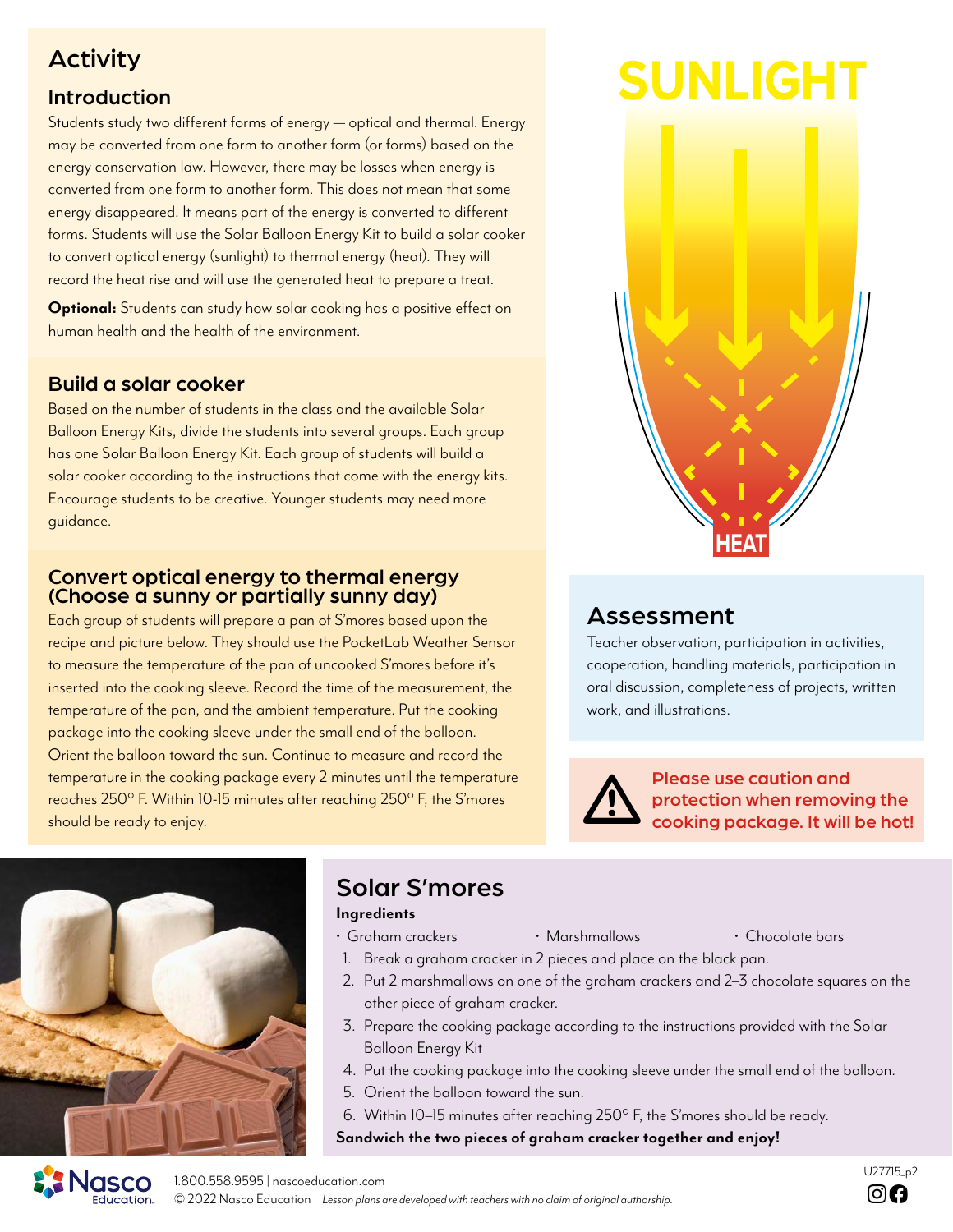# Activity

## Introduction

Students study two different forms of energy — optical and thermal. Energy may be converted from one form to another form (or forms) based on the energy conservation law. However, there may be losses when energy is converted from one form to another form. This does not mean that some energy disappeared. It means part of the energy is converted to different forms. Students will use the Solar Balloon Energy Kit to build a solar cooker to convert optical energy (sunlight) to thermal energy (heat). They will record the heat rise and will use the generated heat to prepare a treat.

**Optional:** Students can study how solar cooking has a positive effect on human health and the health of the environment.

## Build a solar cooker

Based on the number of students in the class and the available Solar Balloon Energy Kits, divide the students into several groups. Each group has one Solar Balloon Energy Kit. Each group of students will build a solar cooker according to the instructions that come with the energy kits. Encourage students to be creative. Younger students may need more guidance.

## Convert optical energy to thermal energy (Choose a sunny or partially sunny day)

Each group of students will prepare a pan of S'mores based upon the recipe and picture below. They should use the PocketLab Weather Sensor to measure the temperature of the pan of uncooked S'mores before it's inserted into the cooking sleeve. Record the time of the measurement, the temperature of the pan, and the ambient temperature. Put the cooking package into the cooking sleeve under the small end of the balloon. Orient the balloon toward the sun. Continue to measure and record the temperature in the cooking package every 2 minutes until the temperature reaches 250° F. Within 10-15 minutes after reaching 250° F, the S'mores should be ready to enjoy.

SUNLIGHT

HEAT

## Assessment

Teacher observation, participation in activities, cooperation, handling materials, participation in oral discussion, completeness of projects, written work, and illustrations.

**Please use caution and protection when removing the cooking package. It will be hot!**

## Solar S'mores

**Ingredients**

- Graham crackers
- Marshmallows
- Chocolate bars

1. Break a graham cracker in 2 pieces and place on the black pan.
2. Put 2 marshmallows on one of the graham crackers and 2–3 chocolate squares on the other piece of graham cracker.
3. Prepare the cooking package according to the instructions provided with the Solar Balloon Energy Kit
4. Put the cooking package into the cooking sleeve under the small end of the balloon.
5. Orient the balloon toward the sun.
6. Within 10–15 minutes after reaching 250° F, the S'mores should be ready.

**Sandwich the two pieces of graham cracker together and enjoy!**

1.800.558.9595 | nascoeducation.com
© 2022 Nasco Education *Lesson plans are developed with teachers with no claim of original authorship.*

U27715_p2